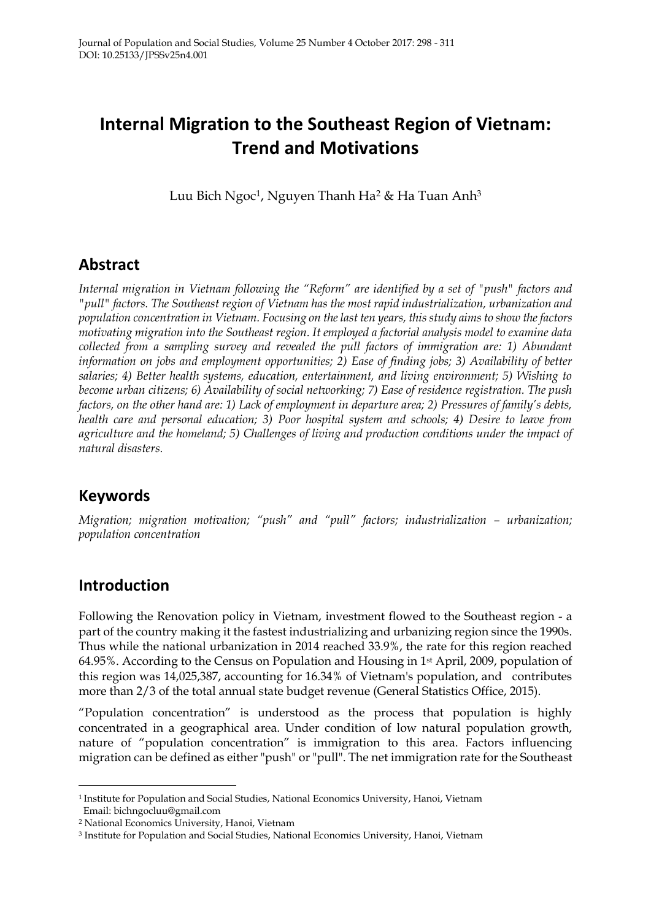# Internal Migration to the Southeast Region of Vietnam: Trend and Motivations

Luu Bich Ngoc[1], Nguyen Thanh Ha[2] & Ha Tuan Anh[3]

## Abstract

*Internal migration in Vietnam following the "Reform" are identified by a set of "push" factors and "pull" factors. The Southeast region of Vietnam has the most rapid industrialization, urbanization and population concentration in Vietnam. Focusing on the last ten years, this study aims to show the factors motivating migration into the Southeast region. It employed a factorial analysis model to examine data collected from a sampling survey and revealed the pull factors of immigration are: 1) Abundant information on jobs and employment opportunities; 2) Ease of finding jobs; 3) Availability of better salaries; 4) Better health systems, education, entertainment, and living environment; 5) Wishing to become urban citizens; 6) Availability of social networking; 7) Ease of residence registration. The push factors, on the other hand are: 1) Lack of employment in departure area; 2) Pressures of family's debts, health care and personal education; 3) Poor hospital system and schools; 4) Desire to leave from agriculture and the homeland; 5) Challenges of living and production conditions under the impact of natural disasters.*

## Keywords

*Migration; migration motivation; "push" and "pull" factors; industrialization – urbanization; population concentration*

## Introduction

Following the Renovation policy in Vietnam, investment flowed to the Southeast region - a part of the country making it the fastest industrializing and urbanizing region since the 1990s. Thus while the national urbanization in 2014 reached 33.9%, the rate for this region reached 64.95%. According to the Census on Population and Housing in 1st April, 2009, population of this region was 14,025,387, accounting for 16.34% of Vietnam's population, and contributes more than 2/3 of the total annual state budget revenue (General Statistics Office, 2015).

"Population concentration" is understood as the process that population is highly concentrated in a geographical area. Under condition of low natural population growth, nature of "population concentration" is immigration to this area. Factors influencing migration can be defined as either "push" or "pull". The net immigration rate for the Southeast

---

[1] Institute for Population and Social Studies, National Economics University, Hanoi, Vietnam
Email: bichngocluu@gmail.com

[2] National Economics University, Hanoi, Vietnam

[3] Institute for Population and Social Studies, National Economics University, Hanoi, Vietnam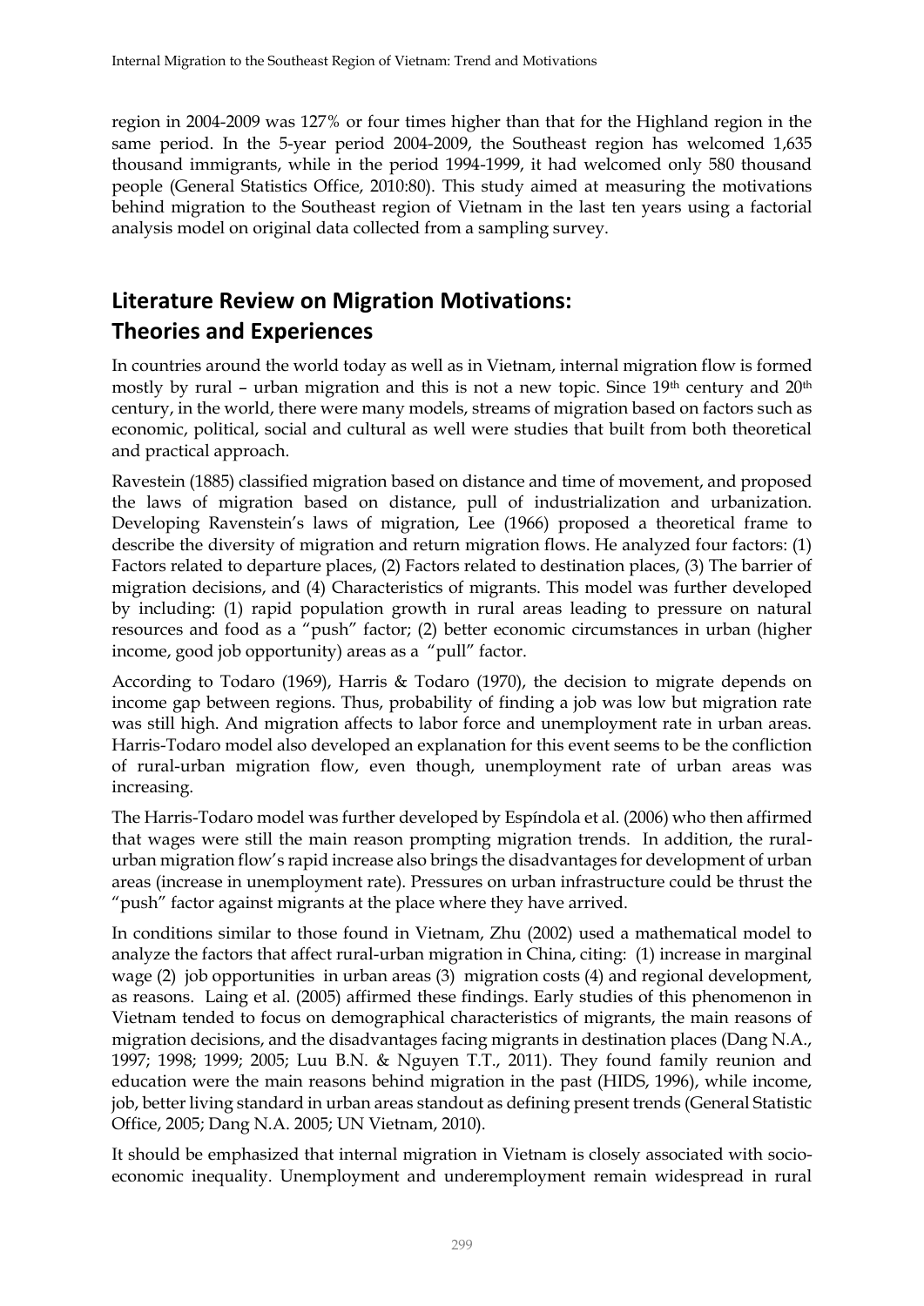region in 2004-2009 was 127% or four times higher than that for the Highland region in the same period. In the 5-year period 2004-2009, the Southeast region has welcomed 1,635 thousand immigrants, while in the period 1994-1999, it had welcomed only 580 thousand people (General Statistics Office, 2010:80). This study aimed at measuring the motivations behind migration to the Southeast region of Vietnam in the last ten years using a factorial analysis model on original data collected from a sampling survey.

## Literature Review on Migration Motivations: Theories and Experiences

In countries around the world today as well as in Vietnam, internal migration flow is formed mostly by rural – urban migration and this is not a new topic. Since 19th century and 20th century, in the world, there were many models, streams of migration based on factors such as economic, political, social and cultural as well were studies that built from both theoretical and practical approach.

Ravestein (1885) classified migration based on distance and time of movement, and proposed the laws of migration based on distance, pull of industrialization and urbanization. Developing Ravenstein's laws of migration, Lee (1966) proposed a theoretical frame to describe the diversity of migration and return migration flows. He analyzed four factors: (1) Factors related to departure places, (2) Factors related to destination places, (3) The barrier of migration decisions, and (4) Characteristics of migrants. This model was further developed by including: (1) rapid population growth in rural areas leading to pressure on natural resources and food as a "push" factor; (2) better economic circumstances in urban (higher income, good job opportunity) areas as a "pull" factor.

According to Todaro (1969), Harris & Todaro (1970), the decision to migrate depends on income gap between regions. Thus, probability of finding a job was low but migration rate was still high. And migration affects to labor force and unemployment rate in urban areas. Harris-Todaro model also developed an explanation for this event seems to be the confliction of rural-urban migration flow, even though, unemployment rate of urban areas was increasing.

The Harris-Todaro model was further developed by Espíndola et al. (2006) who then affirmed that wages were still the main reason prompting migration trends. In addition, the rural-urban migration flow's rapid increase also brings the disadvantages for development of urban areas (increase in unemployment rate). Pressures on urban infrastructure could be thrust the "push" factor against migrants at the place where they have arrived.

In conditions similar to those found in Vietnam, Zhu (2002) used a mathematical model to analyze the factors that affect rural-urban migration in China, citing: (1) increase in marginal wage (2) job opportunities in urban areas (3) migration costs (4) and regional development, as reasons. Laing et al. (2005) affirmed these findings. Early studies of this phenomenon in Vietnam tended to focus on demographical characteristics of migrants, the main reasons of migration decisions, and the disadvantages facing migrants in destination places (Dang N.A., 1997; 1998; 1999; 2005; Luu B.N. & Nguyen T.T., 2011). They found family reunion and education were the main reasons behind migration in the past (HIDS, 1996), while income, job, better living standard in urban areas standout as defining present trends (General Statistic Office, 2005; Dang N.A. 2005; UN Vietnam, 2010).

It should be emphasized that internal migration in Vietnam is closely associated with socio-economic inequality. Unemployment and underemployment remain widespread in rural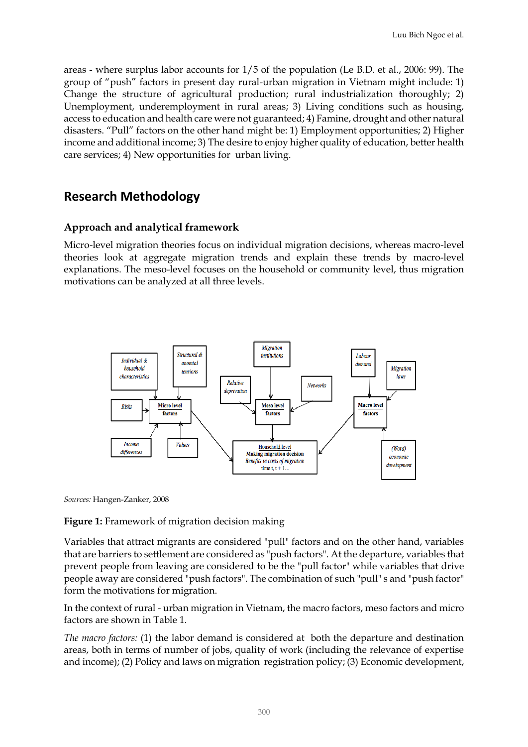areas - where surplus labor accounts for 1/5 of the population (Le B.D. et al., 2006: 99). The group of "push" factors in present day rural-urban migration in Vietnam might include: 1) Change the structure of agricultural production; rural industrialization thoroughly; 2) Unemployment, underemployment in rural areas; 3) Living conditions such as housing, access to education and health care were not guaranteed; 4) Famine, drought and other natural disasters. "Pull" factors on the other hand might be: 1) Employment opportunities; 2) Higher income and additional income; 3) The desire to enjoy higher quality of education, better health care services; 4) New opportunities for urban living.

## Research Methodology

### Approach and analytical framework

Micro-level migration theories focus on individual migration decisions, whereas macro-level theories look at aggregate migration trends and explain these trends by macro-level explanations. The meso-level focuses on the household or community level, thus migration motivations can be analyzed at all three levels.

*Sources:* Hangen-Zanker, 2008

**Figure 1:** Framework of migration decision making

Variables that attract migrants are considered "pull" factors and on the other hand, variables that are barriers to settlement are considered as "push factors". At the departure, variables that prevent people from leaving are considered to be the "pull factor" while variables that drive people away are considered "push factors". The combination of such "pull" s and "push factor" form the motivations for migration.

In the context of rural - urban migration in Vietnam, the macro factors, meso factors and micro factors are shown in Table 1.

*The macro factors:* (1) the labor demand is considered at both the departure and destination areas, both in terms of number of jobs, quality of work (including the relevance of expertise and income); (2) Policy and laws on migration registration policy; (3) Economic development,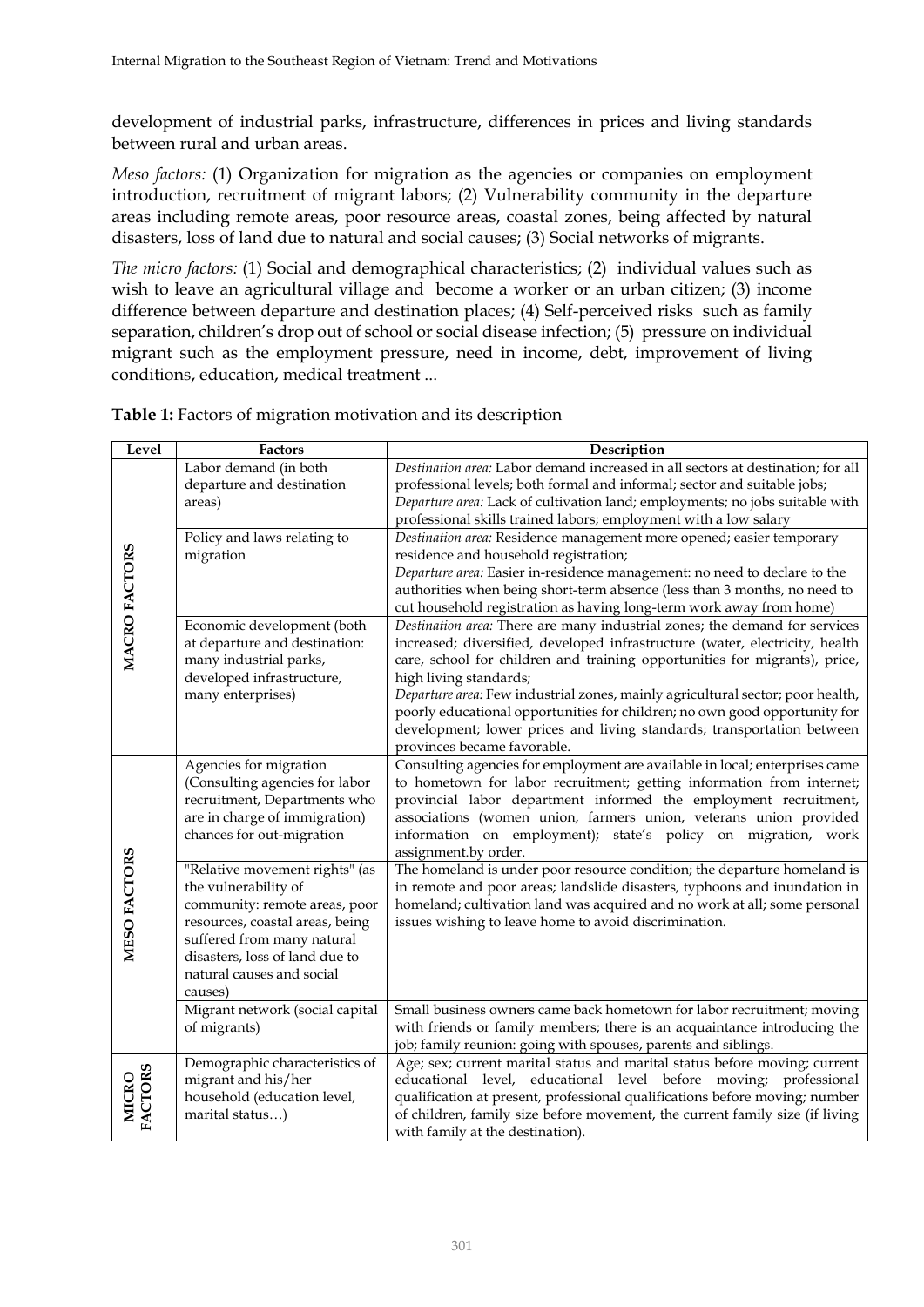development of industrial parks, infrastructure, differences in prices and living standards between rural and urban areas.

*Meso factors:* (1) Organization for migration as the agencies or companies on employment introduction, recruitment of migrant labors; (2) Vulnerability community in the departure areas including remote areas, poor resource areas, coastal zones, being affected by natural disasters, loss of land due to natural and social causes; (3) Social networks of migrants.

*The micro factors:* (1) Social and demographical characteristics; (2) individual values such as wish to leave an agricultural village and become a worker or an urban citizen; (3) income difference between departure and destination places; (4) Self-perceived risks such as family separation, children's drop out of school or social disease infection; (5) pressure on individual migrant such as the employment pressure, need in income, debt, improvement of living conditions, education, medical treatment ...

**Table 1:** Factors of migration motivation and its description

| Level | Factors | Description |
|---|---|---|
| MACRO FACTORS | Labor demand (in both departure and destination areas) | *Destination area:* Labor demand increased in all sectors at destination; for all professional levels; both formal and informal; sector and suitable jobs; *Departure area:* Lack of cultivation land; employments; no jobs suitable with professional skills trained labors; employment with a low salary |
| | Policy and laws relating to migration | *Destination area:* Residence management more opened; easier temporary residence and household registration; *Departure area:* Easier in-residence management: no need to declare to the authorities when being short-term absence (less than 3 months, no need to cut household registration as having long-term work away from home) |
| | Economic development (both at departure and destination: many industrial parks, developed infrastructure, many enterprises) | *Destination area:* There are many industrial zones; the demand for services increased; diversified, developed infrastructure (water, electricity, health care, school for children and training opportunities for migrants), price, high living standards; *Departure area:* Few industrial zones, mainly agricultural sector; poor health, poorly educational opportunities for children; no own good opportunity for development; lower prices and living standards; transportation between provinces became favorable. |
| MESO FACTORS | Agencies for migration (Consulting agencies for labor recruitment, Departments who are in charge of immigration) chances for out-migration | Consulting agencies for employment are available in local; enterprises came to hometown for labor recruitment; getting information from internet; provincial labor department informed the employment recruitment, associations (women union, farmers union, veterans union provided information on employment); state's policy on migration, work assignment.by order. |
| | "Relative movement rights" (as the vulnerability of community: remote areas, poor resources, coastal areas, being suffered from many natural disasters, loss of land due to natural causes and social causes) | The homeland is under poor resource condition; the departure homeland is in remote and poor areas; landslide disasters, typhoons and inundation in homeland; cultivation land was acquired and no work at all; some personal issues wishing to leave home to avoid discrimination. |
| | Migrant network (social capital of migrants) | Small business owners came back hometown for labor recruitment; moving with friends or family members; there is an acquaintance introducing the job; family reunion: going with spouses, parents and siblings. |
| MICRO FACTORS | Demographic characteristics of migrant and his/her household (education level, marital status…) | Age; sex; current marital status and marital status before moving; current educational level, educational level before moving; professional qualification at present, professional qualifications before moving; number of children, family size before movement, the current family size (if living with family at the destination). |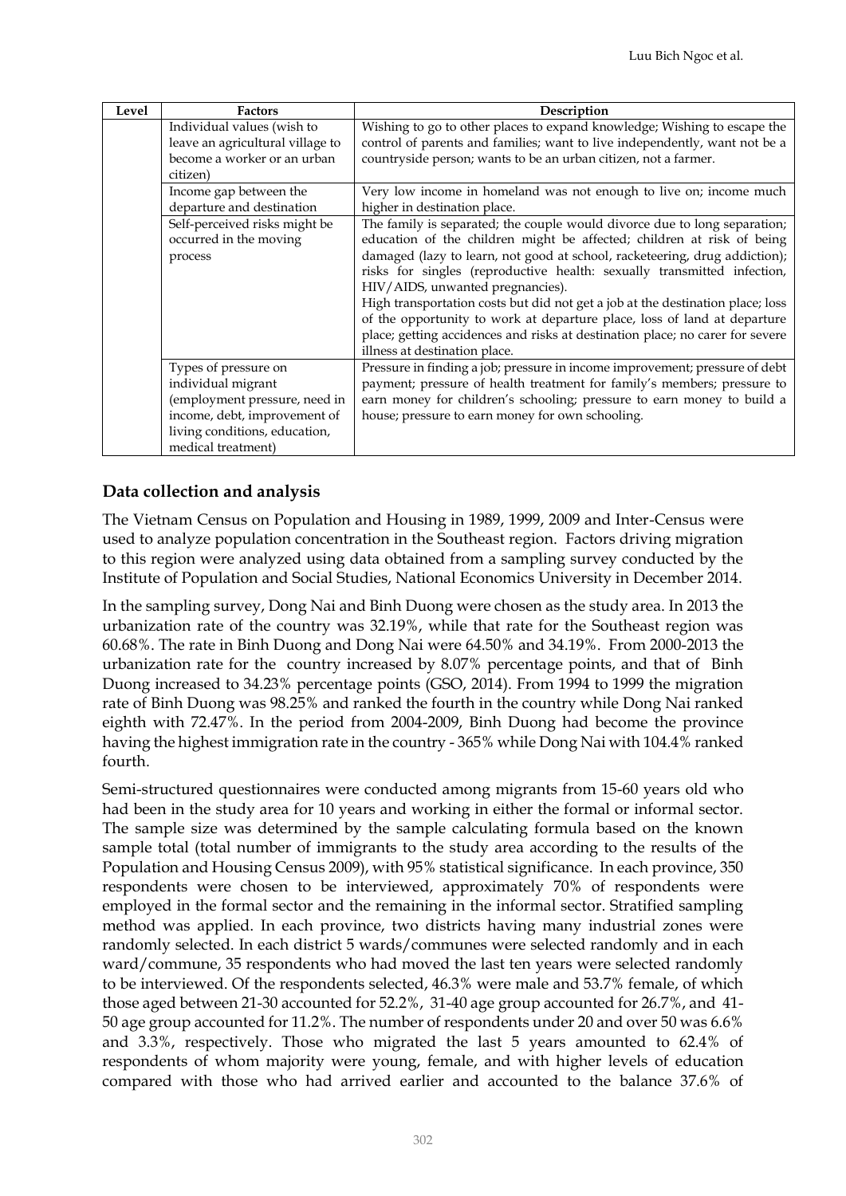| Level | Factors | Description |
|---|---|---|
| | Individual values (wish to leave an agricultural village to become a worker or an urban citizen) | Wishing to go to other places to expand knowledge; Wishing to escape the control of parents and families; want to live independently, want not be a countryside person; wants to be an urban citizen, not a farmer. |
| | Income gap between the departure and destination | Very low income in homeland was not enough to live on; income much higher in destination place. |
| | Self-perceived risks might be occurred in the moving process | The family is separated; the couple would divorce due to long separation; education of the children might be affected; children at risk of being damaged (lazy to learn, not good at school, racketeering, drug addiction); risks for singles (reproductive health: sexually transmitted infection, HIV/AIDS, unwanted pregnancies).<br>High transportation costs but did not get a job at the destination place; loss of the opportunity to work at departure place, loss of land at departure place; getting accidences and risks at destination place; no carer for severe illness at destination place. |
| | Types of pressure on individual migrant (employment pressure, need in income, debt, improvement of living conditions, education, medical treatment) | Pressure in finding a job; pressure in income improvement; pressure of debt payment; pressure of health treatment for family's members; pressure to earn money for children's schooling; pressure to earn money to build a house; pressure to earn money for own schooling. |

## Data collection and analysis

The Vietnam Census on Population and Housing in 1989, 1999, 2009 and Inter-Census were used to analyze population concentration in the Southeast region. Factors driving migration to this region were analyzed using data obtained from a sampling survey conducted by the Institute of Population and Social Studies, National Economics University in December 2014.

In the sampling survey, Dong Nai and Binh Duong were chosen as the study area. In 2013 the urbanization rate of the country was 32.19%, while that rate for the Southeast region was 60.68%. The rate in Binh Duong and Dong Nai were 64.50% and 34.19%. From 2000-2013 the urbanization rate for the country increased by 8.07% percentage points, and that of Binh Duong increased to 34.23% percentage points (GSO, 2014). From 1994 to 1999 the migration rate of Binh Duong was 98.25% and ranked the fourth in the country while Dong Nai ranked eighth with 72.47%. In the period from 2004-2009, Binh Duong had become the province having the highest immigration rate in the country - 365% while Dong Nai with 104.4% ranked fourth.

Semi-structured questionnaires were conducted among migrants from 15-60 years old who had been in the study area for 10 years and working in either the formal or informal sector. The sample size was determined by the sample calculating formula based on the known sample total (total number of immigrants to the study area according to the results of the Population and Housing Census 2009), with 95% statistical significance. In each province, 350 respondents were chosen to be interviewed, approximately 70% of respondents were employed in the formal sector and the remaining in the informal sector. Stratified sampling method was applied. In each province, two districts having many industrial zones were randomly selected. In each district 5 wards/communes were selected randomly and in each ward/commune, 35 respondents who had moved the last ten years were selected randomly to be interviewed. Of the respondents selected, 46.3% were male and 53.7% female, of which those aged between 21-30 accounted for 52.2%, 31-40 age group accounted for 26.7%, and 41-50 age group accounted for 11.2%. The number of respondents under 20 and over 50 was 6.6% and 3.3%, respectively. Those who migrated the last 5 years amounted to 62.4% of respondents of whom majority were young, female, and with higher levels of education compared with those who had arrived earlier and accounted to the balance 37.6% of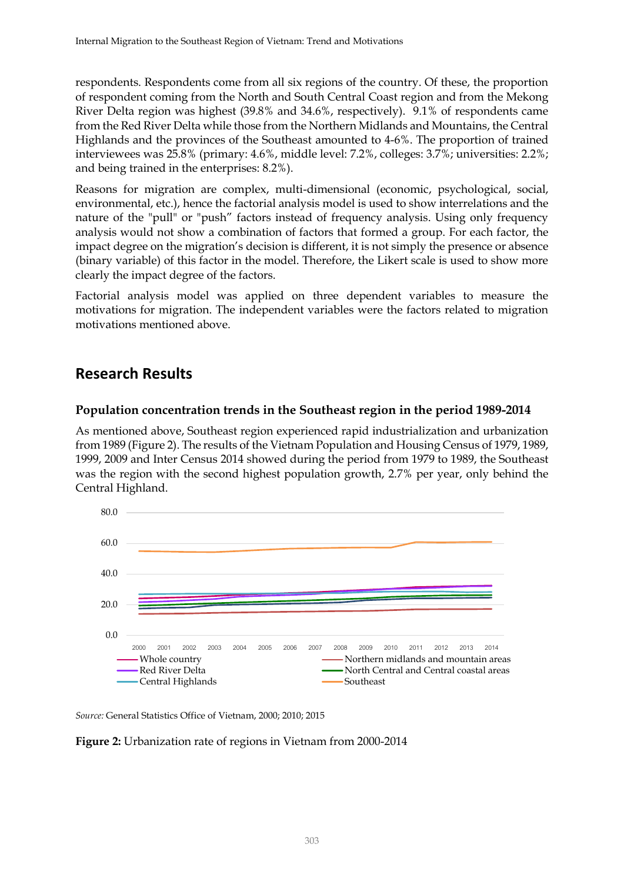respondents. Respondents come from all six regions of the country. Of these, the proportion of respondent coming from the North and South Central Coast region and from the Mekong River Delta region was highest (39.8% and 34.6%, respectively). 9.1% of respondents came from the Red River Delta while those from the Northern Midlands and Mountains, the Central Highlands and the provinces of the Southeast amounted to 4-6%. The proportion of trained interviewees was 25.8% (primary: 4.6%, middle level: 7.2%, colleges: 3.7%; universities: 2.2%; and being trained in the enterprises: 8.2%).

Reasons for migration are complex, multi-dimensional (economic, psychological, social, environmental, etc.), hence the factorial analysis model is used to show interrelations and the nature of the "pull" or "push" factors instead of frequency analysis. Using only frequency analysis would not show a combination of factors that formed a group. For each factor, the impact degree on the migration's decision is different, it is not simply the presence or absence (binary variable) of this factor in the model. Therefore, the Likert scale is used to show more clearly the impact degree of the factors.

Factorial analysis model was applied on three dependent variables to measure the motivations for migration. The independent variables were the factors related to migration motivations mentioned above.

## Research Results

### Population concentration trends in the Southeast region in the period 1989-2014

As mentioned above, Southeast region experienced rapid industrialization and urbanization from 1989 (Figure 2). The results of the Vietnam Population and Housing Census of 1979, 1989, 1999, 2009 and Inter Census 2014 showed during the period from 1979 to 1989, the Southeast was the region with the second highest population growth, 2.7% per year, only behind the Central Highland.

*Source:* General Statistics Office of Vietnam, 2000; 2010; 2015

**Figure 2:** Urbanization rate of regions in Vietnam from 2000-2014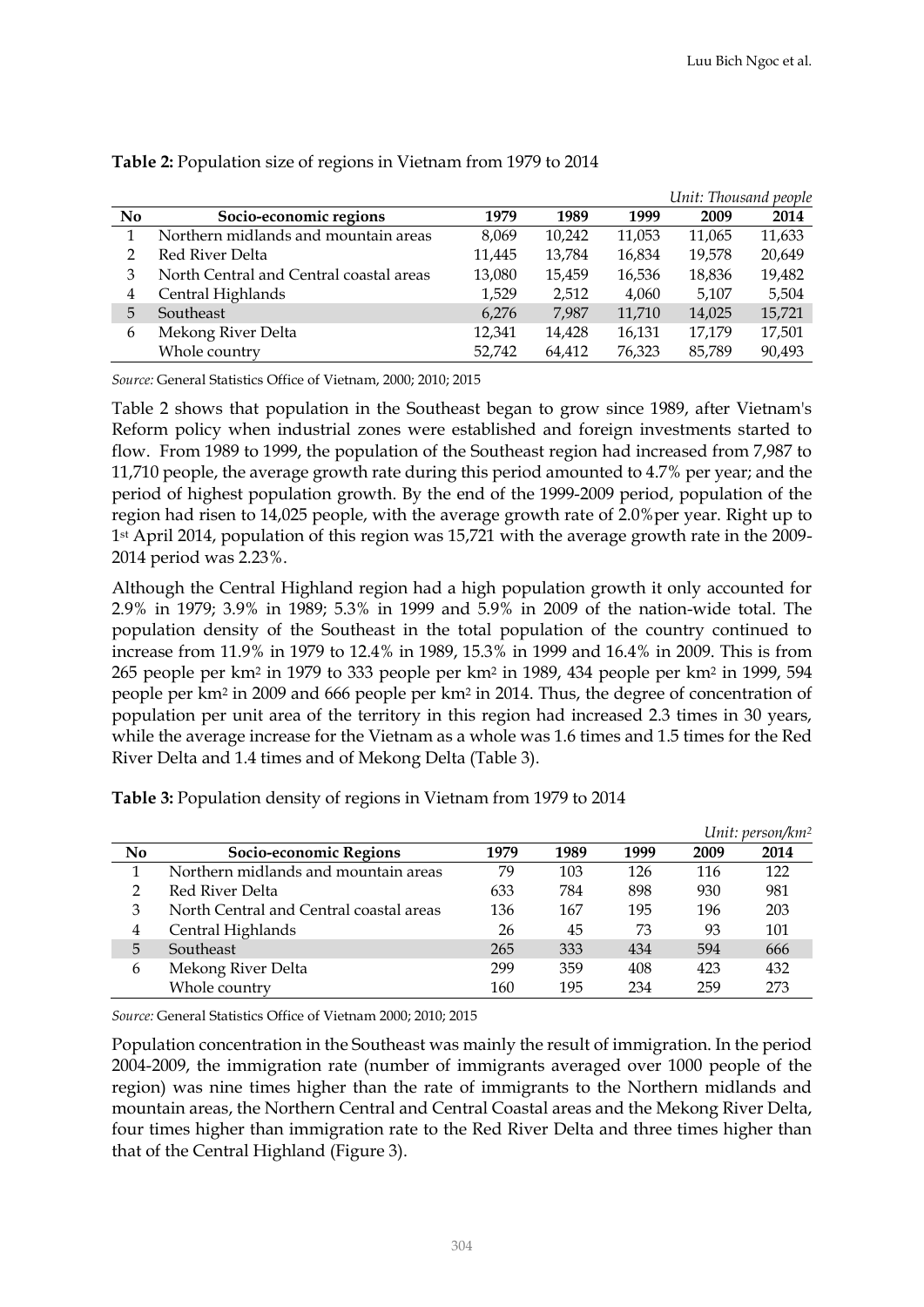**Table 2:** Population size of regions in Vietnam from 1979 to 2014

*Unit: Thousand people*

| No | Socio-economic regions | 1979 | 1989 | 1999 | 2009 | 2014 |
|---|---|---|---|---|---|---|
| 1 | Northern midlands and mountain areas | 8,069 | 10,242 | 11,053 | 11,065 | 11,633 |
| 2 | Red River Delta | 11,445 | 13,784 | 16,834 | 19,578 | 20,649 |
| 3 | North Central and Central coastal areas | 13,080 | 15,459 | 16,536 | 18,836 | 19,482 |
| 4 | Central Highlands | 1,529 | 2,512 | 4,060 | 5,107 | 5,504 |
| 5 | Southeast | 6,276 | 7,987 | 11,710 | 14,025 | 15,721 |
| 6 | Mekong River Delta | 12,341 | 14,428 | 16,131 | 17,179 | 17,501 |
| | Whole country | 52,742 | 64,412 | 76,323 | 85,789 | 90,493 |

*Source:* General Statistics Office of Vietnam, 2000; 2010; 2015

Table 2 shows that population in the Southeast began to grow since 1989, after Vietnam's Reform policy when industrial zones were established and foreign investments started to flow. From 1989 to 1999, the population of the Southeast region had increased from 7,987 to 11,710 people, the average growth rate during this period amounted to 4.7% per year; and the period of highest population growth. By the end of the 1999-2009 period, population of the region had risen to 14,025 people, with the average growth rate of 2.0%per year. Right up to 1st April 2014, population of this region was 15,721 with the average growth rate in the 2009-2014 period was 2.23%.

Although the Central Highland region had a high population growth it only accounted for 2.9% in 1979; 3.9% in 1989; 5.3% in 1999 and 5.9% in 2009 of the nation-wide total. The population density of the Southeast in the total population of the country continued to increase from 11.9% in 1979 to 12.4% in 1989, 15.3% in 1999 and 16.4% in 2009. This is from 265 people per km$^2$ in 1979 to 333 people per km$^2$ in 1989, 434 people per km$^2$ in 1999, 594 people per km$^2$ in 2009 and 666 people per km$^2$ in 2014. Thus, the degree of concentration of population per unit area of the territory in this region had increased 2.3 times in 30 years, while the average increase for the Vietnam as a whole was 1.6 times and 1.5 times for the Red River Delta and 1.4 times and of Mekong Delta (Table 3).

**Table 3:** Population density of regions in Vietnam from 1979 to 2014

*Unit: person/km$^2$*

| No | Socio-economic Regions | 1979 | 1989 | 1999 | 2009 | 2014 |
|---|---|---|---|---|---|---|
| 1 | Northern midlands and mountain areas | 79 | 103 | 126 | 116 | 122 |
| 2 | Red River Delta | 633 | 784 | 898 | 930 | 981 |
| 3 | North Central and Central coastal areas | 136 | 167 | 195 | 196 | 203 |
| 4 | Central Highlands | 26 | 45 | 73 | 93 | 101 |
| 5 | Southeast | 265 | 333 | 434 | 594 | 666 |
| 6 | Mekong River Delta | 299 | 359 | 408 | 423 | 432 |
| | Whole country | 160 | 195 | 234 | 259 | 273 |

*Source:* General Statistics Office of Vietnam 2000; 2010; 2015

Population concentration in the Southeast was mainly the result of immigration. In the period 2004-2009, the immigration rate (number of immigrants averaged over 1000 people of the region) was nine times higher than the rate of immigrants to the Northern midlands and mountain areas, the Northern Central and Central Coastal areas and the Mekong River Delta, four times higher than immigration rate to the Red River Delta and three times higher than that of the Central Highland (Figure 3).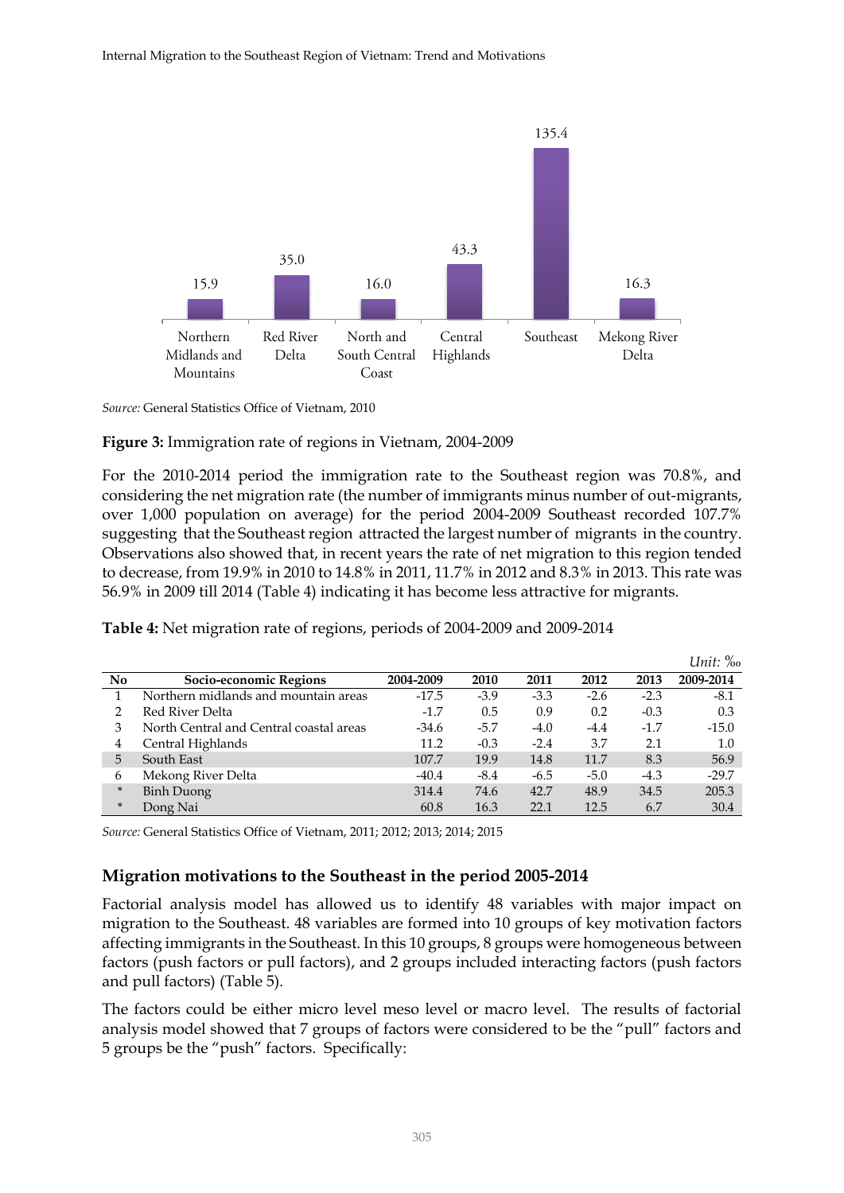| Northern Midlands and Mountains | Red River Delta | North and South Central Coast | Central Highlands | Southeast | Mekong River Delta |
|---|---|---|---|---|---|
| 15.9 | 35.0 | 16.0 | 43.3 | 135.4 | 16.3 |

*Source:* General Statistics Office of Vietnam, 2010

**Figure 3:** Immigration rate of regions in Vietnam, 2004-2009

For the 2010-2014 period the immigration rate to the Southeast region was 70.8%, and considering the net migration rate (the number of immigrants minus number of out-migrants, over 1,000 population on average) for the period 2004-2009 Southeast recorded 107.7% suggesting that the Southeast region attracted the largest number of migrants in the country. Observations also showed that, in recent years the rate of net migration to this region tended to decrease, from 19.9% in 2010 to 14.8% in 2011, 11.7% in 2012 and 8.3% in 2013. This rate was 56.9% in 2009 till 2014 (Table 4) indicating it has become less attractive for migrants.

**Table 4:** Net migration rate of regions, periods of 2004-2009 and 2009-2014

*Unit: ‰*

| No | Socio-economic Regions | 2004-2009 | 2010 | 2011 | 2012 | 2013 | 2009-2014 |
|---|---|---|---|---|---|---|---|
| 1 | Northern midlands and mountain areas | -17.5 | -3.9 | -3.3 | -2.6 | -2.3 | -8.1 |
| 2 | Red River Delta | -1.7 | 0.5 | 0.9 | 0.2 | -0.3 | 0.3 |
| 3 | North Central and Central coastal areas | -34.6 | -5.7 | -4.0 | -4.4 | -1.7 | -15.0 |
| 4 | Central Highlands | 11.2 | -0.3 | -2.4 | 3.7 | 2.1 | 1.0 |
| 5 | South East | 107.7 | 19.9 | 14.8 | 11.7 | 8.3 | 56.9 |
| 6 | Mekong River Delta | -40.4 | -8.4 | -6.5 | -5.0 | -4.3 | -29.7 |
| * | Binh Duong | 314.4 | 74.6 | 42.7 | 48.9 | 34.5 | 205.3 |
| * | Dong Nai | 60.8 | 16.3 | 22.1 | 12.5 | 6.7 | 30.4 |

*Source:* General Statistics Office of Vietnam, 2011; 2012; 2013; 2014; 2015

## Migration motivations to the Southeast in the period 2005-2014

Factorial analysis model has allowed us to identify 48 variables with major impact on migration to the Southeast. 48 variables are formed into 10 groups of key motivation factors affecting immigrants in the Southeast. In this 10 groups, 8 groups were homogeneous between factors (push factors or pull factors), and 2 groups included interacting factors (push factors and pull factors) (Table 5).

The factors could be either micro level meso level or macro level. The results of factorial analysis model showed that 7 groups of factors were considered to be the "pull" factors and 5 groups be the "push" factors. Specifically: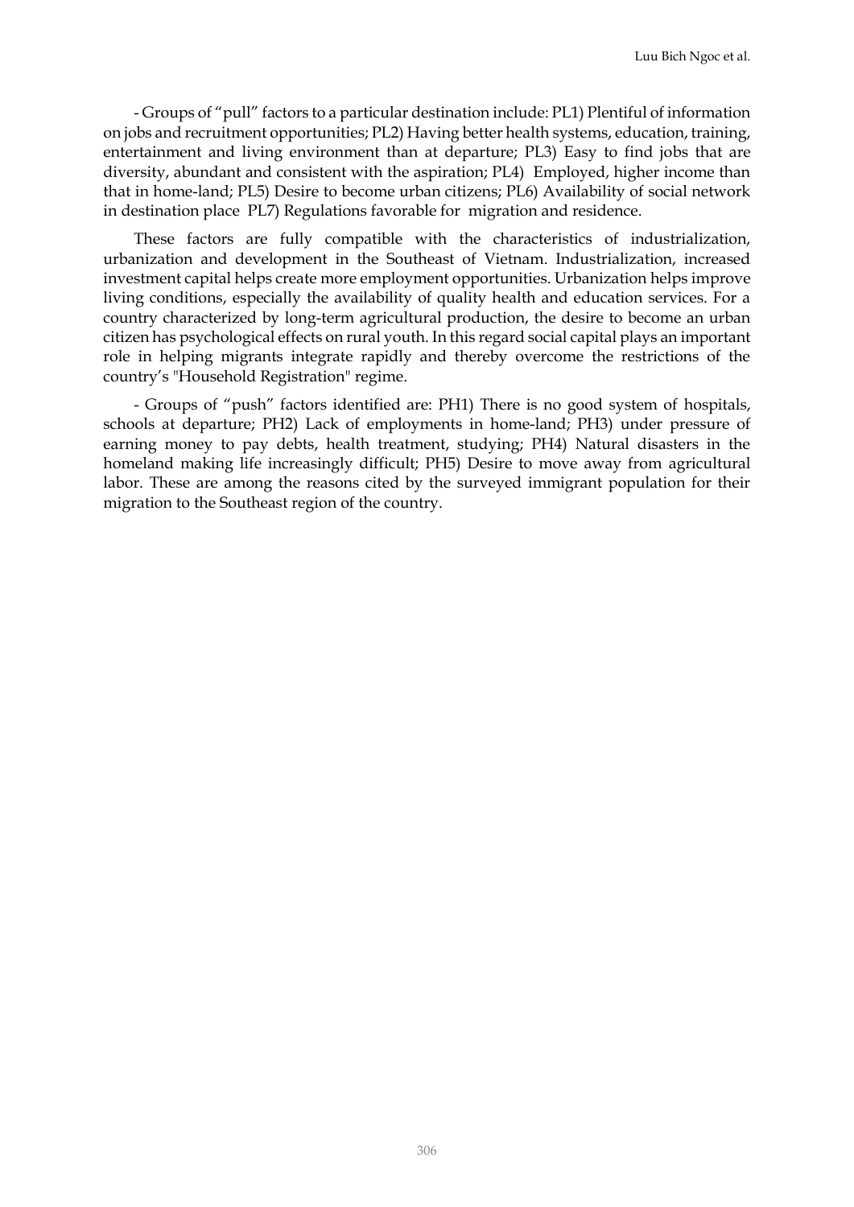- Groups of "pull" factors to a particular destination include: PL1) Plentiful of information on jobs and recruitment opportunities; PL2) Having better health systems, education, training, entertainment and living environment than at departure; PL3) Easy to find jobs that are diversity, abundant and consistent with the aspiration; PL4) Employed, higher income than that in home-land; PL5) Desire to become urban citizens; PL6) Availability of social network in destination place PL7) Regulations favorable for migration and residence.

These factors are fully compatible with the characteristics of industrialization, urbanization and development in the Southeast of Vietnam. Industrialization, increased investment capital helps create more employment opportunities. Urbanization helps improve living conditions, especially the availability of quality health and education services. For a country characterized by long-term agricultural production, the desire to become an urban citizen has psychological effects on rural youth. In this regard social capital plays an important role in helping migrants integrate rapidly and thereby overcome the restrictions of the country's "Household Registration" regime.

- Groups of "push" factors identified are: PH1) There is no good system of hospitals, schools at departure; PH2) Lack of employments in home-land; PH3) under pressure of earning money to pay debts, health treatment, studying; PH4) Natural disasters in the homeland making life increasingly difficult; PH5) Desire to move away from agricultural labor. These are among the reasons cited by the surveyed immigrant population for their migration to the Southeast region of the country.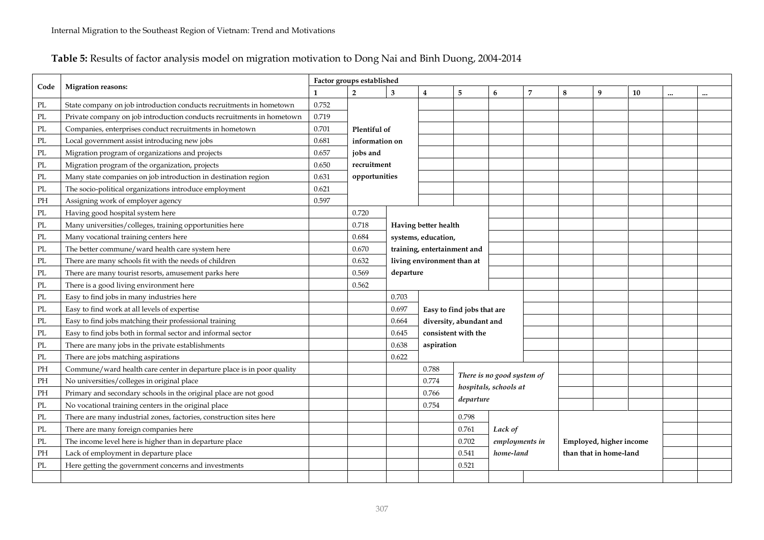**Table 5:** Results of factor analysis model on migration motivation to Dong Nai and Binh Duong, 2004-2014

| Code | Migration reasons: | Factor groups established | | | | | | | | | | | |
|---|---|---|---|---|---|---|---|---|---|---|---|---|---|
| | | 1 | 2 | 3 | 4 | 5 | 6 | 7 | 8 | 9 | 10 | ... | ... |
| PL | State company on job introduction conducts recruitments in hometown | 0.752 | **Plentiful of information on jobs and recruitment opportunities** | | | | | | | | | | |
| PL | Private company on job introduction conducts recruitments in hometown | 0.719 | | | | | | | | | | | |
| PL | Companies, enterprises conduct recruitments in hometown | 0.701 | | | | | | | | | | | |
| PL | Local government assist introducing new jobs | 0.681 | | | | | | | | | | | |
| PL | Migration program of organizations and projects | 0.657 | | | | | | | | | | | |
| PL | Migration program of the organization, projects | 0.650 | | | | | | | | | | | |
| PL | Many state companies on job introduction in destination region | 0.631 | | | | | | | | | | | |
| PL | The socio-political organizations introduce employment | 0.621 | | | | | | | | | | | |
| PH | Assigning work of employer agency | 0.597 | | | | | | | | | | | |
| PL | Having good hospital system here | | 0.720 | **Having better health systems, education, training, entertainment and living environment than at departure** | | | | | | | | | |
| PL | Many universities/colleges, training opportunities here | | 0.718 | | | | | | | | | | |
| PL | Many vocational training centers here | | 0.684 | | | | | | | | | | |
| PL | The better commune/ward health care system here | | 0.670 | | | | | | | | | | |
| PL | There are many schools fit with the needs of children | | 0.632 | | | | | | | | | | |
| PL | There are many tourist resorts, amusement parks here | | 0.569 | | | | | | | | | | |
| PL | There is a good living environment here | | 0.562 | | | | | | | | | | |
| PL | Easy to find jobs in many industries here | | | 0.703 | **Easy to find jobs that are diversity, abundant and consistent with the aspiration** | | | | | | | | |
| PL | Easy to find work at all levels of expertise | | | 0.697 | | | | | | | | | |
| PL | Easy to find jobs matching their professional training | | | 0.664 | | | | | | | | | |
| PL | Easy to find jobs both in formal sector and informal sector | | | 0.645 | | | | | | | | | |
| PL | There are many jobs in the private establishments | | | 0.638 | | | | | | | | | |
| PL | There are jobs matching aspirations | | | 0.622 | | | | | | | | | |
| PH | Commune/ward health care center in departure place is in poor quality | | | | 0.788 | *There is no good system of hospitals, schools at departure* | | | | | | | |
| PH | No universities/colleges in original place | | | | 0.774 | | | | | | | | |
| PH | Primary and secondary schools in the original place are not good | | | | 0.766 | | | | | | | | |
| PL | No vocational training centers in the original place | | | | 0.754 | | | | | | | | |
| PL | There are many industrial zones, factories, construction sites here | | | | | 0.798 | *Lack of employments in home-land* | | **Employed, higher income than that in home-land** | | | | |
| PL | There are many foreign companies here | | | | | 0.761 | | | | | | | |
| PL | The income level here is higher than in departure place | | | | | 0.702 | | | | | | | |
| PH | Lack of employment in departure place | | | | | 0.541 | | | | | | | |
| PL | Here getting the government concerns and investments | | | | | 0.521 | | | | | | | |
| | | | | | | | | | | | | | |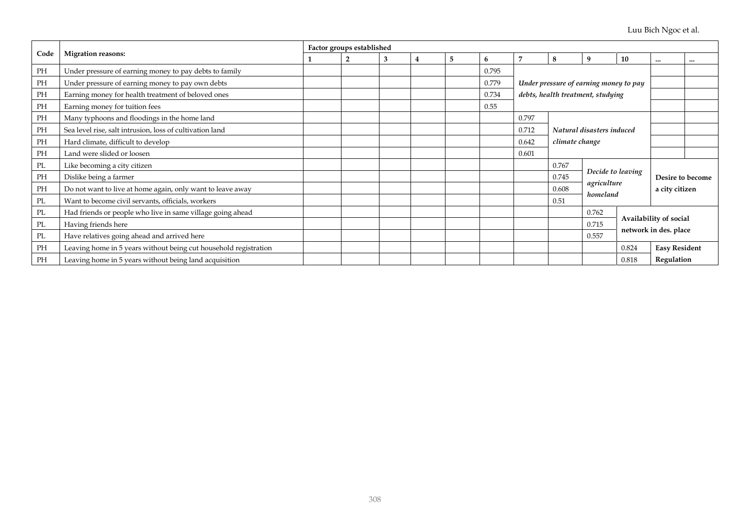| Code | Migration reasons: | Factor groups established | | | | | | | | | | | |
|---|---|---|---|---|---|---|---|---|---|---|---|---|---|
| | | 1 | 2 | 3 | 4 | 5 | 6 | 7 | 8 | 9 | 10 | ... | ... |
| PH | Under pressure of earning money to pay debts to family | | | | | | 0.795 | | | | | | |
| PH | Under pressure of earning money to pay own debts | | | | | | 0.779 | *Under pressure of earning money to pay debts, health treatment, studying* | | | | | |
| PH | Earning money for health treatment of beloved ones | | | | | | 0.734 | | | | | | |
| PH | Earning money for tuition fees | | | | | | 0.55 | | | | | | |
| PH | Many typhoons and floodings in the home land | | | | | | | 0.797 | | | | | |
| PH | Sea level rise, salt intrusion, loss of cultivation land | | | | | | | 0.712 | *Natural disasters induced climate change* | | | | |
| PH | Hard climate, difficult to develop | | | | | | | 0.642 | | | | | |
| PH | Land were slided or loosen | | | | | | | 0.601 | | | | | |
| PL | Like becoming a city citizen | | | | | | | | 0.767 | | | | |
| PH | Dislike being a farmer | | | | | | | | 0.745 | *Decide to leaving agriculture homeland* | | **Desire to become a city citizen** | |
| PH | Do not want to live at home again, only want to leave away | | | | | | | | 0.608 | | | | |
| PL | Want to become civil servants, officials, workers | | | | | | | | 0.51 | | | | |
| PL | Had friends or people who live in same village going ahead | | | | | | | | | 0.762 | | | |
| PL | Having friends here | | | | | | | | | 0.715 | **Availability of social network in des. place** | | |
| PL | Have relatives going ahead and arrived here | | | | | | | | | 0.557 | | | |
| PH | Leaving home in 5 years without being cut household registration | | | | | | | | | | 0.824 | **Easy Resident Regulation** | |
| PH | Leaving home in 5 years without being land acquisition | | | | | | | | | | 0.818 | | |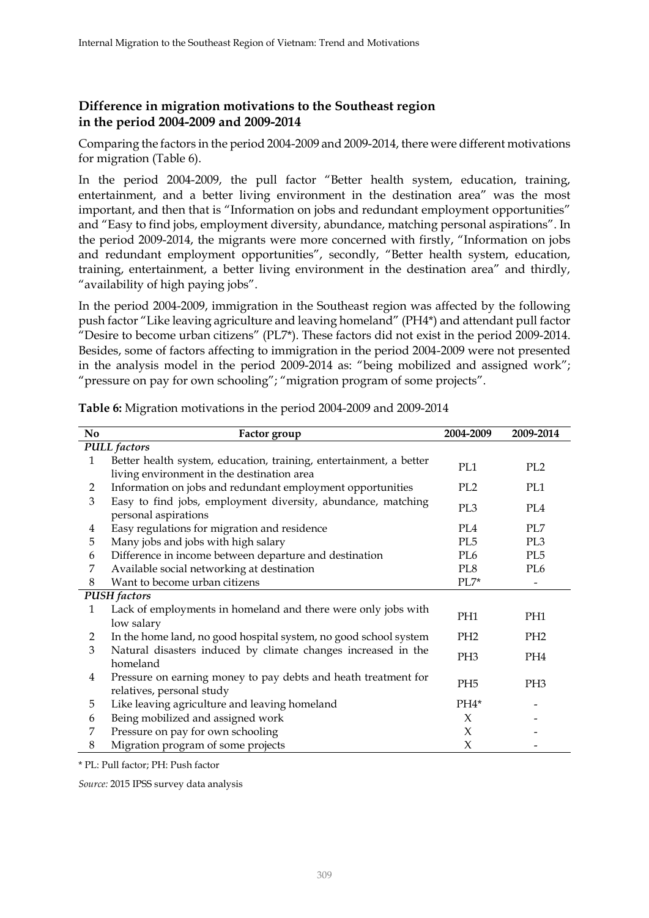## Difference in migration motivations to the Southeast region in the period 2004-2009 and 2009-2014

Comparing the factors in the period 2004-2009 and 2009-2014, there were different motivations for migration (Table 6).

In the period 2004-2009, the pull factor "Better health system, education, training, entertainment, and a better living environment in the destination area" was the most important, and then that is "Information on jobs and redundant employment opportunities" and "Easy to find jobs, employment diversity, abundance, matching personal aspirations". In the period 2009-2014, the migrants were more concerned with firstly, "Information on jobs and redundant employment opportunities", secondly, "Better health system, education, training, entertainment, a better living environment in the destination area" and thirdly, "availability of high paying jobs".

In the period 2004-2009, immigration in the Southeast region was affected by the following push factor "Like leaving agriculture and leaving homeland" (PH4*) and attendant pull factor "Desire to become urban citizens" (PL7*). These factors did not exist in the period 2009-2014. Besides, some of factors affecting to immigration in the period 2004-2009 were not presented in the analysis model in the period 2009-2014 as: "being mobilized and assigned work"; "pressure on pay for own schooling"; "migration program of some projects".

**Table 6:** Migration motivations in the period 2004-2009 and 2009-2014

| No | Factor group | 2004-2009 | 2009-2014 |
|---|---|---|---|
| *PULL factors* | | | |
| 1 | Better health system, education, training, entertainment, a better living environment in the destination area | PL1 | PL2 |
| 2 | Information on jobs and redundant employment opportunities | PL2 | PL1 |
| 3 | Easy to find jobs, employment diversity, abundance, matching personal aspirations | PL3 | PL4 |
| 4 | Easy regulations for migration and residence | PL4 | PL7 |
| 5 | Many jobs and jobs with high salary | PL5 | PL3 |
| 6 | Difference in income between departure and destination | PL6 | PL5 |
| 7 | Available social networking at destination | PL8 | PL6 |
| 8 | Want to become urban citizens | PL7* | - |
| *PUSH factors* | | | |
| 1 | Lack of employments in homeland and there were only jobs with low salary | PH1 | PH1 |
| 2 | In the home land, no good hospital system, no good school system | PH2 | PH2 |
| 3 | Natural disasters induced by climate changes increased in the homeland | PH3 | PH4 |
| 4 | Pressure on earning money to pay debts and heath treatment for relatives, personal study | PH5 | PH3 |
| 5 | Like leaving agriculture and leaving homeland | PH4* | - |
| 6 | Being mobilized and assigned work | X | - |
| 7 | Pressure on pay for own schooling | X | - |
| 8 | Migration program of some projects | X | - |

\* PL: Pull factor; PH: Push factor

*Source:* 2015 IPSS survey data analysis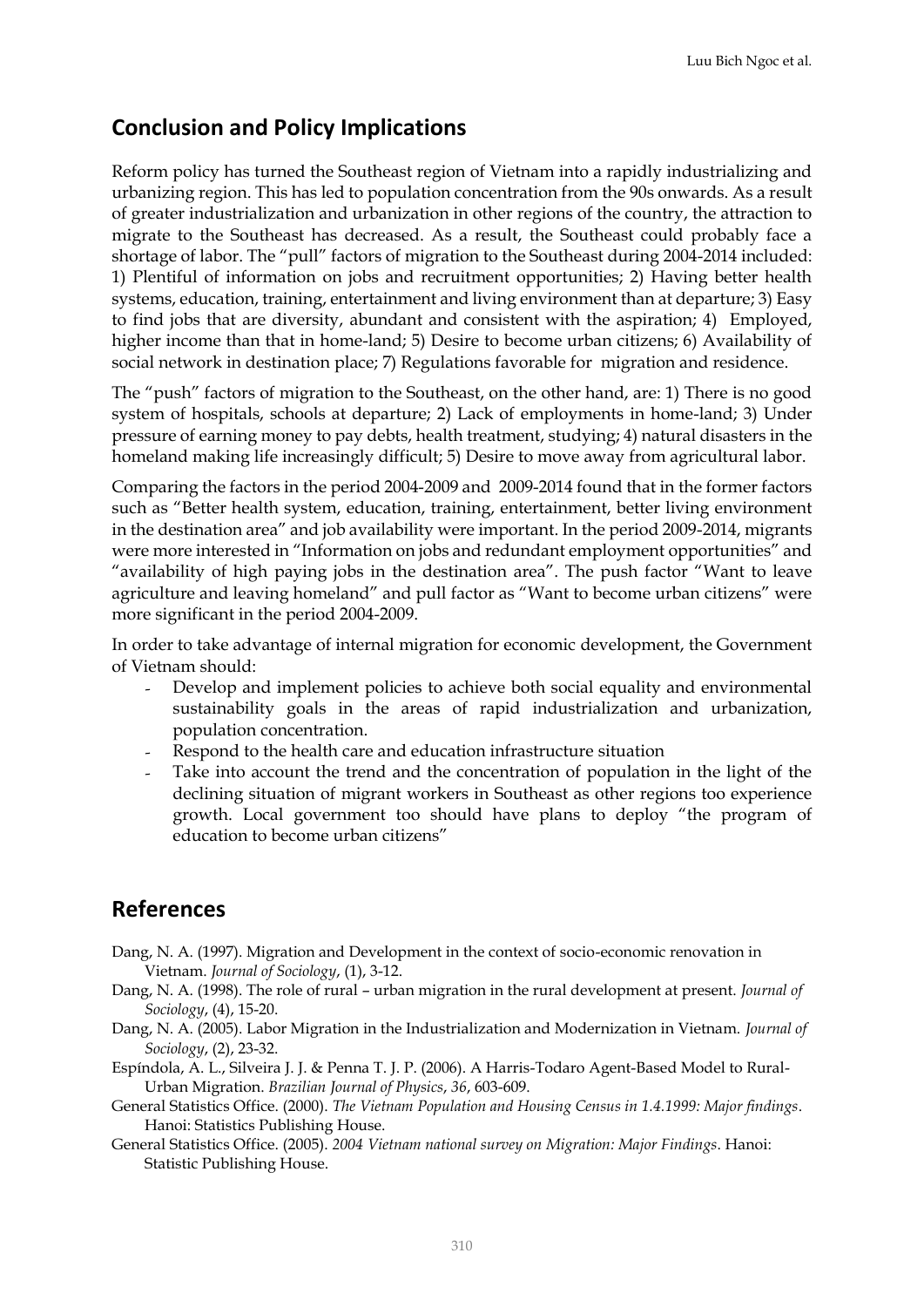## Conclusion and Policy Implications

Reform policy has turned the Southeast region of Vietnam into a rapidly industrializing and urbanizing region. This has led to population concentration from the 90s onwards. As a result of greater industrialization and urbanization in other regions of the country, the attraction to migrate to the Southeast has decreased. As a result, the Southeast could probably face a shortage of labor. The "pull" factors of migration to the Southeast during 2004-2014 included: 1) Plentiful of information on jobs and recruitment opportunities; 2) Having better health systems, education, training, entertainment and living environment than at departure; 3) Easy to find jobs that are diversity, abundant and consistent with the aspiration; 4) Employed, higher income than that in home-land; 5) Desire to become urban citizens; 6) Availability of social network in destination place; 7) Regulations favorable for migration and residence.

The "push" factors of migration to the Southeast, on the other hand, are: 1) There is no good system of hospitals, schools at departure; 2) Lack of employments in home-land; 3) Under pressure of earning money to pay debts, health treatment, studying; 4) natural disasters in the homeland making life increasingly difficult; 5) Desire to move away from agricultural labor.

Comparing the factors in the period 2004-2009 and 2009-2014 found that in the former factors such as "Better health system, education, training, entertainment, better living environment in the destination area" and job availability were important. In the period 2009-2014, migrants were more interested in "Information on jobs and redundant employment opportunities" and "availability of high paying jobs in the destination area". The push factor "Want to leave agriculture and leaving homeland" and pull factor as "Want to become urban citizens" were more significant in the period 2004-2009.

In order to take advantage of internal migration for economic development, the Government of Vietnam should:

- Develop and implement policies to achieve both social equality and environmental sustainability goals in the areas of rapid industrialization and urbanization, population concentration.
- Respond to the health care and education infrastructure situation
- Take into account the trend and the concentration of population in the light of the declining situation of migrant workers in Southeast as other regions too experience growth. Local government too should have plans to deploy "the program of education to become urban citizens"

## References

Dang, N. A. (1997). Migration and Development in the context of socio-economic renovation in Vietnam. *Journal of Sociology*, (1), 3-12.

Dang, N. A. (1998). The role of rural – urban migration in the rural development at present. *Journal of Sociology*, (4), 15-20.

Dang, N. A. (2005). Labor Migration in the Industrialization and Modernization in Vietnam. *Journal of Sociology*, (2), 23-32.

Espíndola, A. L., Silveira J. J. & Penna T. J. P. (2006). A Harris-Todaro Agent-Based Model to Rural-Urban Migration. *Brazilian Journal of Physics*, *36*, 603-609.

General Statistics Office. (2000). *The Vietnam Population and Housing Census in 1.4.1999: Major findings*. Hanoi: Statistics Publishing House.

General Statistics Office. (2005). *2004 Vietnam national survey on Migration: Major Findings*. Hanoi: Statistic Publishing House.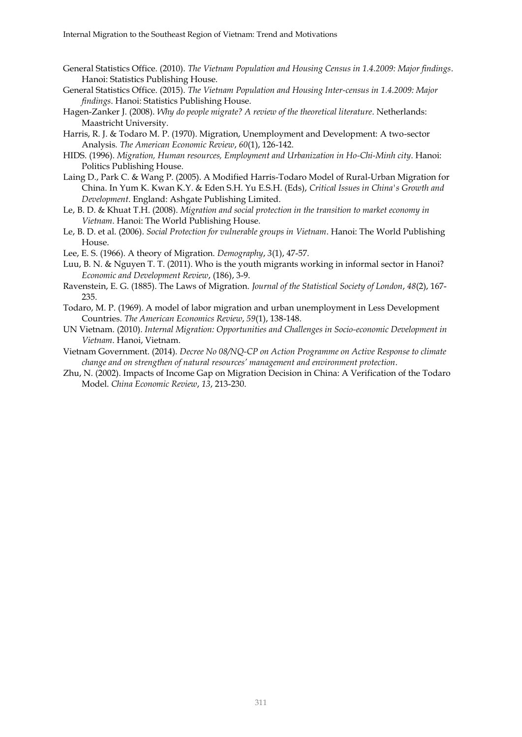General Statistics Office. (2010). *The Vietnam Population and Housing Census in 1.4.2009: Major findings*. Hanoi: Statistics Publishing House.

General Statistics Office. (2015). *The Vietnam Population and Housing Inter-census in 1.4.2009: Major findings*. Hanoi: Statistics Publishing House.

Hagen-Zanker J. (2008). *Why do people migrate? A review of the theoretical literature*. Netherlands: Maastricht University.

Harris, R. J. & Todaro M. P. (1970). Migration, Unemployment and Development: A two-sector Analysis. *The American Economic Review*, *60*(1), 126-142.

HIDS. (1996). *Migration, Human resources, Employment and Urbanization in Ho-Chi-Minh city*. Hanoi: Politics Publishing House.

Laing D., Park C. & Wang P. (2005). A Modified Harris-Todaro Model of Rural-Urban Migration for China. In Yum K. Kwan K.Y. & Eden S.H. Yu E.S.H. (Eds), *Critical Issues in China's Growth and Development*. England: Ashgate Publishing Limited.

Le, B. D. & Khuat T.H. (2008). *Migration and social protection in the transition to market economy in Vietnam*. Hanoi: The World Publishing House.

Le, B. D. et al. (2006). *Social Protection for vulnerable groups in Vietnam*. Hanoi: The World Publishing House.

Lee, E. S. (1966). A theory of Migration. *Demography*, *3*(1), 47-57.

Luu, B. N. & Nguyen T. T. (2011). Who is the youth migrants working in informal sector in Hanoi? *Economic and Development Review*, (186), 3-9.

Ravenstein, E. G. (1885). The Laws of Migration. *Journal of the Statistical Society of London*, *48*(2), 167-235.

Todaro, M. P. (1969). A model of labor migration and urban unemployment in Less Development Countries. *The American Economics Review*, *59*(1), 138-148.

UN Vietnam. (2010). *Internal Migration: Opportunities and Challenges in Socio-economic Development in Vietnam*. Hanoi, Vietnam.

Vietnam Government. (2014). *Decree No 08/NQ-CP on Action Programme on Active Response to climate change and on strengthen of natural resources' management and environment protection*.

Zhu, N. (2002). Impacts of Income Gap on Migration Decision in China: A Verification of the Todaro Model. *China Economic Review*, *13*, 213-230.